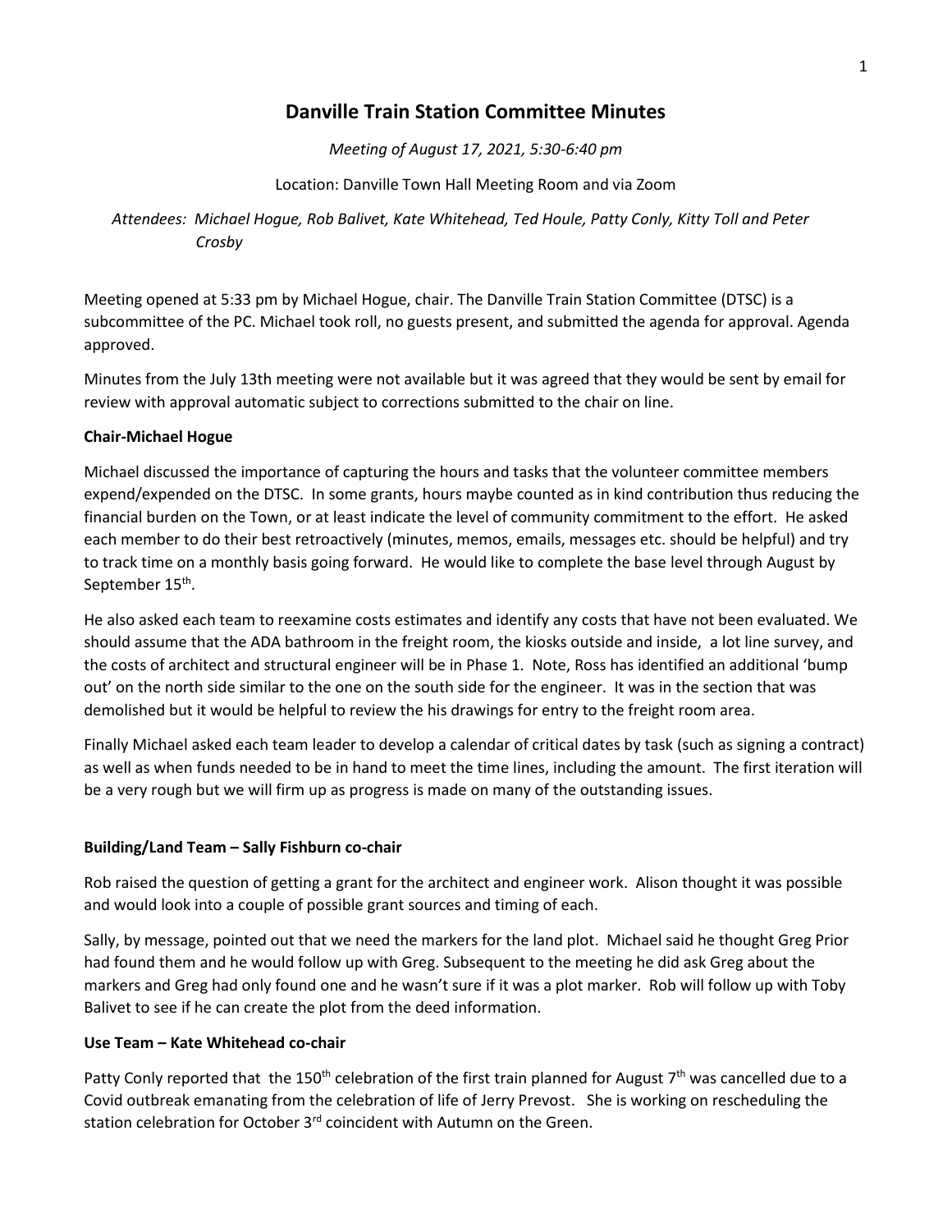# Danville Train Station Committee Minutes

*Meeting of August 17, 2021, 5:30-6:40 pm*

Location: Danville Town Hall Meeting Room and via Zoom

*Attendees: Michael Hogue, Rob Balivet, Kate Whitehead, Ted Houle, Patty Conly, Kitty Toll and Peter Crosby*

Meeting opened at 5:33 pm by Michael Hogue, chair. The Danville Train Station Committee (DTSC) is a subcommittee of the PC. Michael took roll, no guests present, and submitted the agenda for approval. Agenda approved.

Minutes from the July 13th meeting were not available but it was agreed that they would be sent by email for review with approval automatic subject to corrections submitted to the chair on line.

**Chair-Michael Hogue**

Michael discussed the importance of capturing the hours and tasks that the volunteer committee members expend/expended on the DTSC. In some grants, hours maybe counted as in kind contribution thus reducing the financial burden on the Town, or at least indicate the level of community commitment to the effort. He asked each member to do their best retroactively (minutes, memos, emails, messages etc. should be helpful) and try to track time on a monthly basis going forward. He would like to complete the base level through August by September 15th.

He also asked each team to reexamine costs estimates and identify any costs that have not been evaluated. We should assume that the ADA bathroom in the freight room, the kiosks outside and inside, a lot line survey, and the costs of architect and structural engineer will be in Phase 1. Note, Ross has identified an additional 'bump out' on the north side similar to the one on the south side for the engineer. It was in the section that was demolished but it would be helpful to review the his drawings for entry to the freight room area.

Finally Michael asked each team leader to develop a calendar of critical dates by task (such as signing a contract) as well as when funds needed to be in hand to meet the time lines, including the amount. The first iteration will be a very rough but we will firm up as progress is made on many of the outstanding issues.

**Building/Land Team – Sally Fishburn co-chair**

Rob raised the question of getting a grant for the architect and engineer work. Alison thought it was possible and would look into a couple of possible grant sources and timing of each.

Sally, by message, pointed out that we need the markers for the land plot. Michael said he thought Greg Prior had found them and he would follow up with Greg. Subsequent to the meeting he did ask Greg about the markers and Greg had only found one and he wasn't sure if it was a plot marker. Rob will follow up with Toby Balivet to see if he can create the plot from the deed information.

**Use Team – Kate Whitehead co-chair**

Patty Conly reported that the 150th celebration of the first train planned for August 7th was cancelled due to a Covid outbreak emanating from the celebration of life of Jerry Prevost. She is working on rescheduling the station celebration for October 3rd coincident with Autumn on the Green.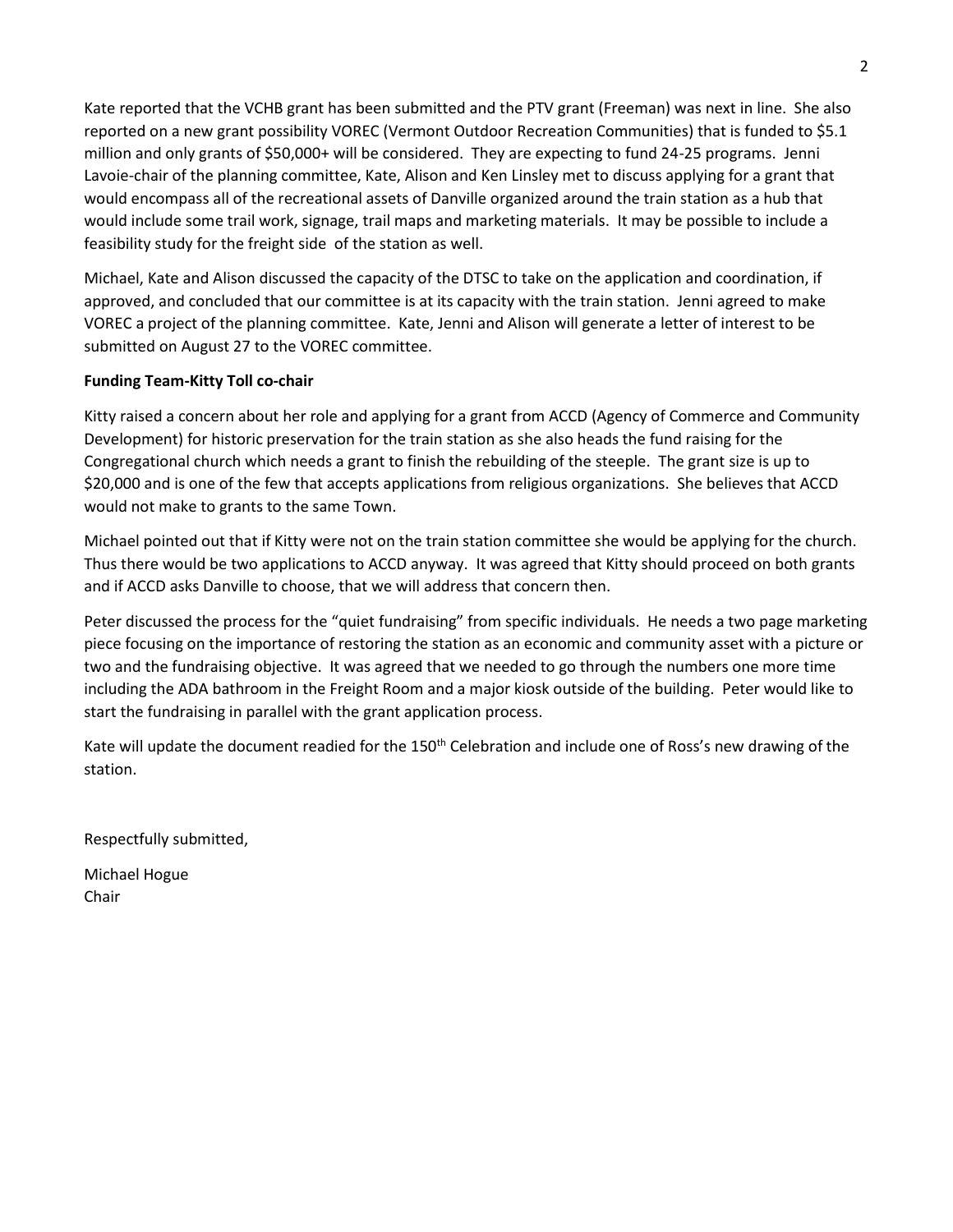Kate reported that the VCHB grant has been submitted and the PTV grant (Freeman) was next in line. She also reported on a new grant possibility VOREC (Vermont Outdoor Recreation Communities) that is funded to $5.1 million and only grants of $50,000+ will be considered. They are expecting to fund 24-25 programs. Jenni Lavoie-chair of the planning committee, Kate, Alison and Ken Linsley met to discuss applying for a grant that would encompass all of the recreational assets of Danville organized around the train station as a hub that would include some trail work, signage, trail maps and marketing materials. It may be possible to include a feasibility study for the freight side of the station as well.

Michael, Kate and Alison discussed the capacity of the DTSC to take on the application and coordination, if approved, and concluded that our committee is at its capacity with the train station. Jenni agreed to make VOREC a project of the planning committee. Kate, Jenni and Alison will generate a letter of interest to be submitted on August 27 to the VOREC committee.

**Funding Team-Kitty Toll co-chair**

Kitty raised a concern about her role and applying for a grant from ACCD (Agency of Commerce and Community Development) for historic preservation for the train station as she also heads the fund raising for the Congregational church which needs a grant to finish the rebuilding of the steeple. The grant size is up to $20,000 and is one of the few that accepts applications from religious organizations. She believes that ACCD would not make to grants to the same Town.

Michael pointed out that if Kitty were not on the train station committee she would be applying for the church. Thus there would be two applications to ACCD anyway. It was agreed that Kitty should proceed on both grants and if ACCD asks Danville to choose, that we will address that concern then.

Peter discussed the process for the "quiet fundraising" from specific individuals. He needs a two page marketing piece focusing on the importance of restoring the station as an economic and community asset with a picture or two and the fundraising objective. It was agreed that we needed to go through the numbers one more time including the ADA bathroom in the Freight Room and a major kiosk outside of the building. Peter would like to start the fundraising in parallel with the grant application process.

Kate will update the document readied for the 150th Celebration and include one of Ross's new drawing of the station.

Respectfully submitted,

Michael Hogue
Chair